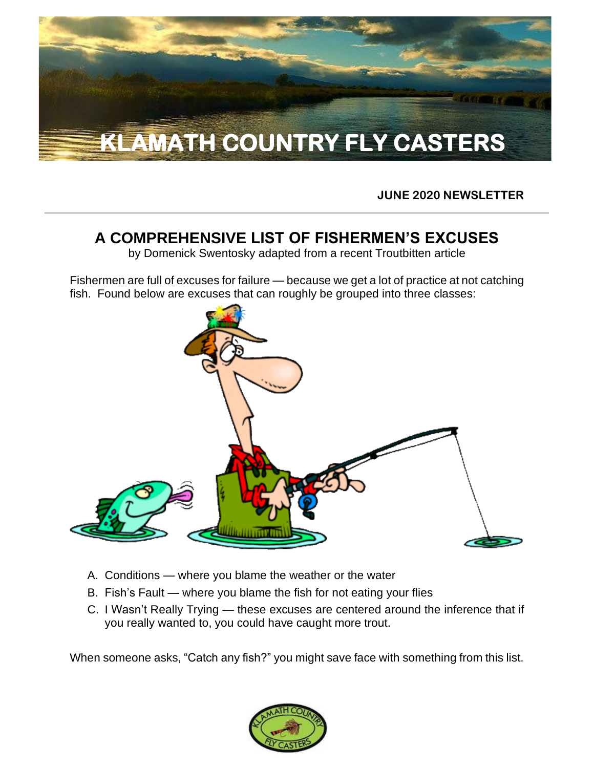# KLAMATH COUNTRY FLY CASTERS

**JUNE 2020 NEWSLETTER**

---

## A COMPREHENSIVE LIST OF FISHERMEN'S EXCUSES

by Domenick Swentosky adapted from a recent Troutbitten article

Fishermen are full of excuses for failure — because we get a lot of practice at not catching fish. Found below are excuses that can roughly be grouped into three classes:

A. Conditions — where you blame the weather or the water
B. Fish's Fault — where you blame the fish for not eating your flies
C. I Wasn't Really Trying — these excuses are centered around the inference that if you really wanted to, you could have caught more trout.

When someone asks, "Catch any fish?" you might save face with something from this list.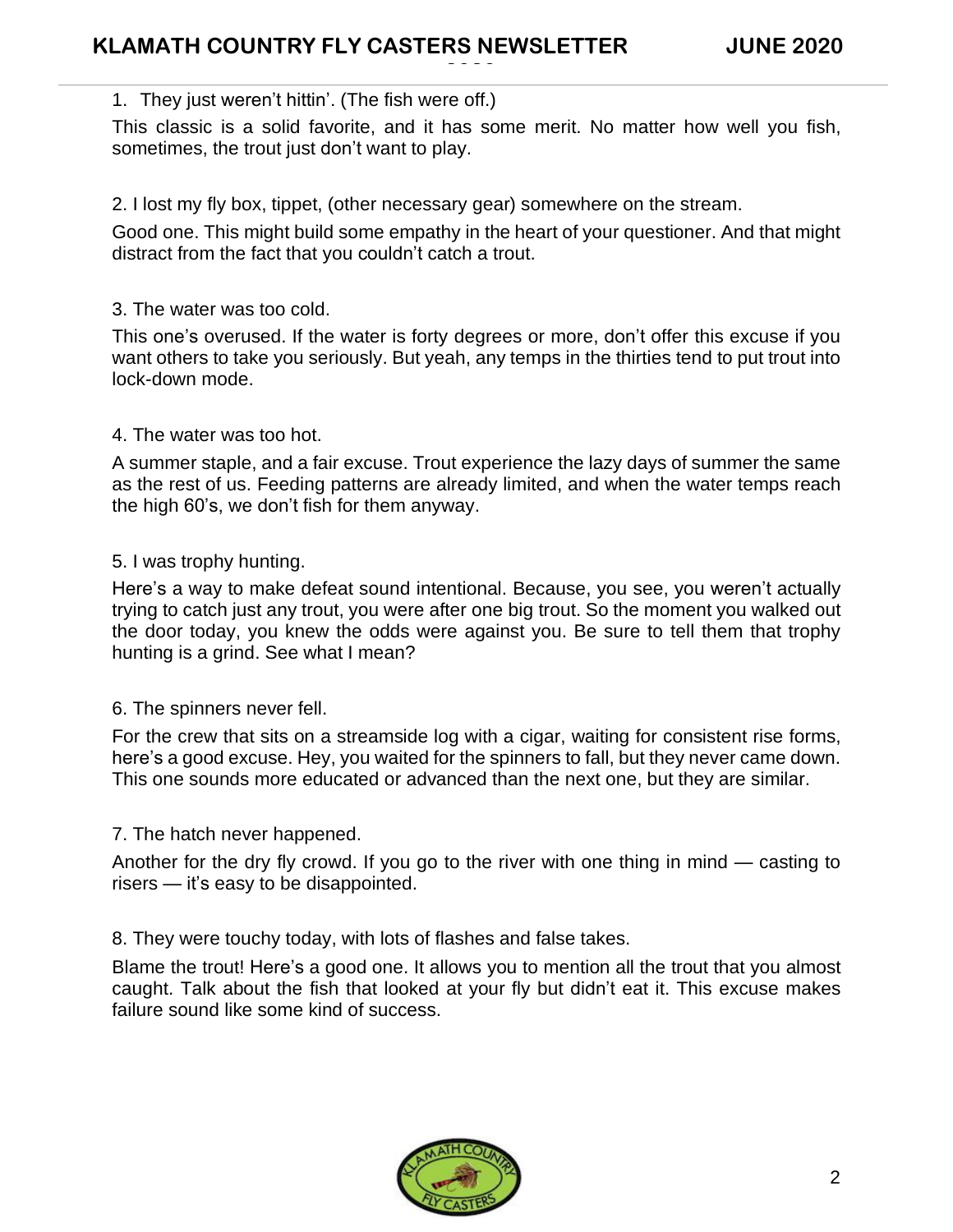1. They just weren't hittin'. (The fish were off.)

This classic is a solid favorite, and it has some merit. No matter how well you fish, sometimes, the trout just don't want to play.

2. I lost my fly box, tippet, (other necessary gear) somewhere on the stream.

Good one. This might build some empathy in the heart of your questioner. And that might distract from the fact that you couldn't catch a trout.

3. The water was too cold.

This one's overused. If the water is forty degrees or more, don't offer this excuse if you want others to take you seriously. But yeah, any temps in the thirties tend to put trout into lock-down mode.

4. The water was too hot.

A summer staple, and a fair excuse. Trout experience the lazy days of summer the same as the rest of us. Feeding patterns are already limited, and when the water temps reach the high 60's, we don't fish for them anyway.

5. I was trophy hunting.

Here's a way to make defeat sound intentional. Because, you see, you weren't actually trying to catch just any trout, you were after one big trout. So the moment you walked out the door today, you knew the odds were against you. Be sure to tell them that trophy hunting is a grind. See what I mean?

6. The spinners never fell.

For the crew that sits on a streamside log with a cigar, waiting for consistent rise forms, here's a good excuse. Hey, you waited for the spinners to fall, but they never came down. This one sounds more educated or advanced than the next one, but they are similar.

7. The hatch never happened.

Another for the dry fly crowd. If you go to the river with one thing in mind — casting to risers — it's easy to be disappointed.

8. They were touchy today, with lots of flashes and false takes.

Blame the trout! Here's a good one. It allows you to mention all the trout that you almost caught. Talk about the fish that looked at your fly but didn't eat it. This excuse makes failure sound like some kind of success.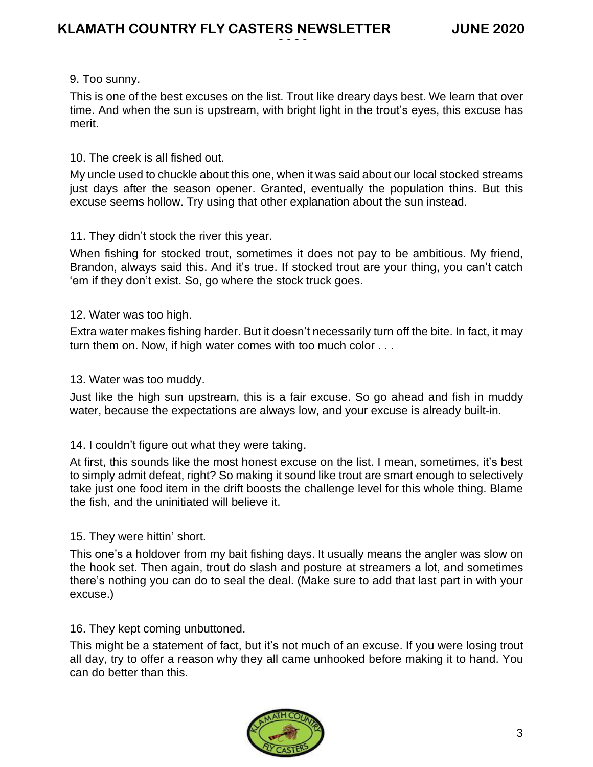9. Too sunny.

This is one of the best excuses on the list. Trout like dreary days best. We learn that over time. And when the sun is upstream, with bright light in the trout's eyes, this excuse has merit.

10. The creek is all fished out.

My uncle used to chuckle about this one, when it was said about our local stocked streams just days after the season opener. Granted, eventually the population thins. But this excuse seems hollow. Try using that other explanation about the sun instead.

11. They didn't stock the river this year.

When fishing for stocked trout, sometimes it does not pay to be ambitious. My friend, Brandon, always said this. And it's true. If stocked trout are your thing, you can't catch 'em if they don't exist. So, go where the stock truck goes.

12. Water was too high.

Extra water makes fishing harder. But it doesn't necessarily turn off the bite. In fact, it may turn them on. Now, if high water comes with too much color . . .

13. Water was too muddy.

Just like the high sun upstream, this is a fair excuse. So go ahead and fish in muddy water, because the expectations are always low, and your excuse is already built-in.

14. I couldn't figure out what they were taking.

At first, this sounds like the most honest excuse on the list. I mean, sometimes, it's best to simply admit defeat, right? So making it sound like trout are smart enough to selectively take just one food item in the drift boosts the challenge level for this whole thing. Blame the fish, and the uninitiated will believe it.

15. They were hittin' short.

This one's a holdover from my bait fishing days. It usually means the angler was slow on the hook set. Then again, trout do slash and posture at streamers a lot, and sometimes there's nothing you can do to seal the deal. (Make sure to add that last part in with your excuse.)

16. They kept coming unbuttoned.

This might be a statement of fact, but it's not much of an excuse. If you were losing trout all day, try to offer a reason why they all came unhooked before making it to hand. You can do better than this.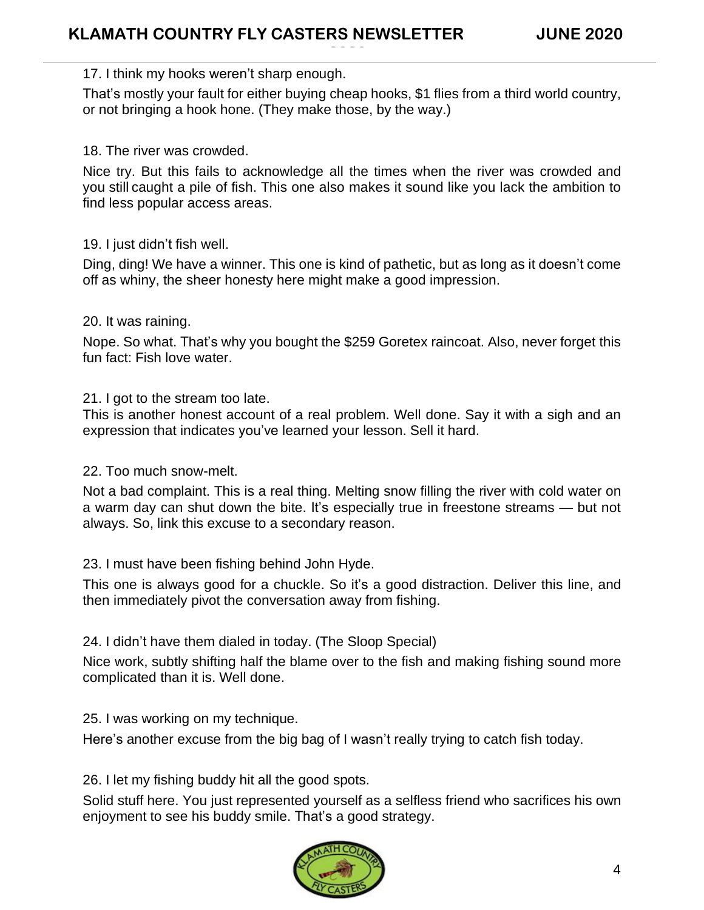17. I think my hooks weren't sharp enough.

That's mostly your fault for either buying cheap hooks, $1 flies from a third world country, or not bringing a hook hone. (They make those, by the way.)

18. The river was crowded.

Nice try. But this fails to acknowledge all the times when the river was crowded and you still caught a pile of fish. This one also makes it sound like you lack the ambition to find less popular access areas.

19. I just didn't fish well.

Ding, ding! We have a winner. This one is kind of pathetic, but as long as it doesn't come off as whiny, the sheer honesty here might make a good impression.

20. It was raining.

Nope. So what. That's why you bought the $259 Goretex raincoat. Also, never forget this fun fact: Fish love water.

21. I got to the stream too late.

This is another honest account of a real problem. Well done. Say it with a sigh and an expression that indicates you've learned your lesson. Sell it hard.

22. Too much snow-melt.

Not a bad complaint. This is a real thing. Melting snow filling the river with cold water on a warm day can shut down the bite. It's especially true in freestone streams — but not always. So, link this excuse to a secondary reason.

23. I must have been fishing behind John Hyde.

This one is always good for a chuckle. So it's a good distraction. Deliver this line, and then immediately pivot the conversation away from fishing.

24. I didn't have them dialed in today. (The Sloop Special)

Nice work, subtly shifting half the blame over to the fish and making fishing sound more complicated than it is. Well done.

25. I was working on my technique.

Here's another excuse from the big bag of I wasn't really trying to catch fish today.

26. I let my fishing buddy hit all the good spots.

Solid stuff here. You just represented yourself as a selfless friend who sacrifices his own enjoyment to see his buddy smile. That's a good strategy.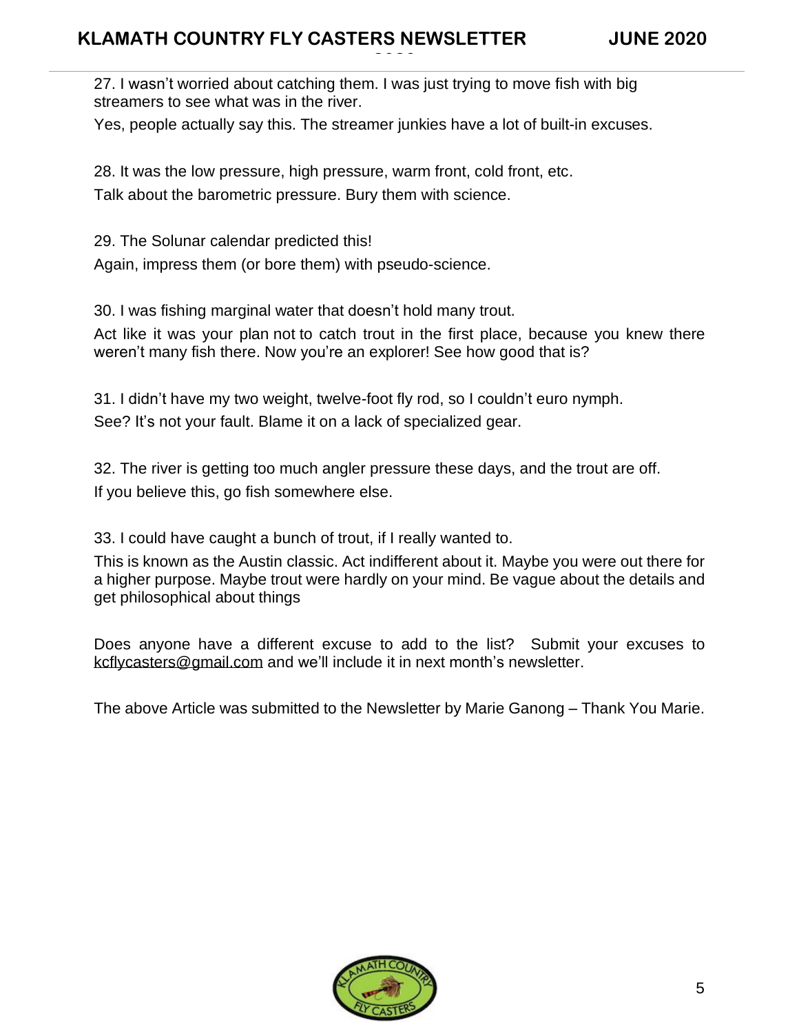27. I wasn't worried about catching them. I was just trying to move fish with big streamers to see what was in the river.

Yes, people actually say this. The streamer junkies have a lot of built-in excuses.

28. It was the low pressure, high pressure, warm front, cold front, etc.

Talk about the barometric pressure. Bury them with science.

29. The Solunar calendar predicted this!

Again, impress them (or bore them) with pseudo-science.

30. I was fishing marginal water that doesn't hold many trout.

Act like it was your plan not to catch trout in the first place, because you knew there weren't many fish there. Now you're an explorer! See how good that is?

31. I didn't have my two weight, twelve-foot fly rod, so I couldn't euro nymph.

See? It's not your fault. Blame it on a lack of specialized gear.

32. The river is getting too much angler pressure these days, and the trout are off.

If you believe this, go fish somewhere else.

33. I could have caught a bunch of trout, if I really wanted to.

This is known as the Austin classic. Act indifferent about it. Maybe you were out there for a higher purpose. Maybe trout were hardly on your mind. Be vague about the details and get philosophical about things

Does anyone have a different excuse to add to the list? Submit your excuses to kcflycasters@gmail.com and we'll include it in next month's newsletter.

The above Article was submitted to the Newsletter by Marie Ganong – Thank You Marie.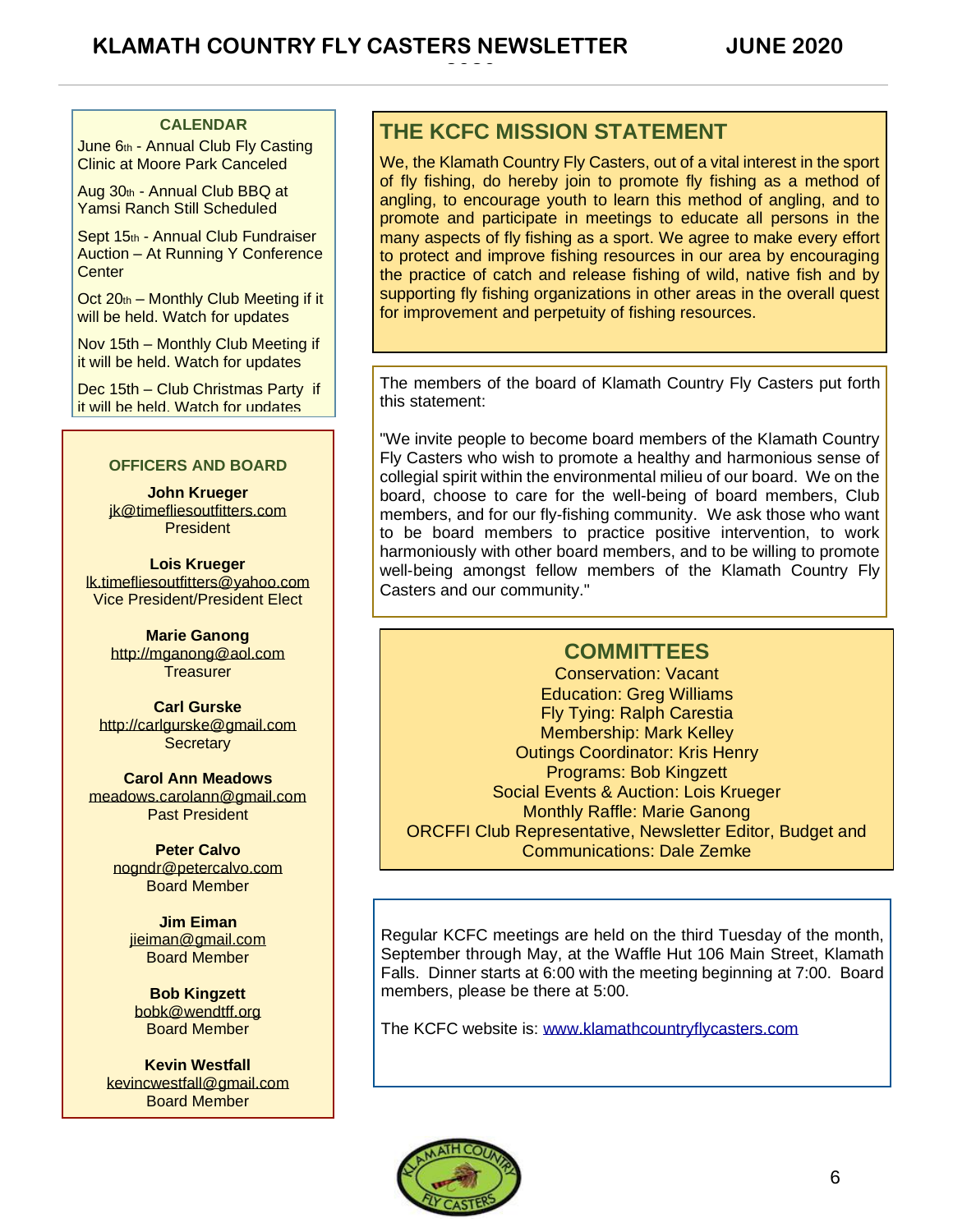## CALENDAR

June 6th - Annual Club Fly Casting Clinic at Moore Park Canceled

Aug 30th - Annual Club BBQ at Yamsi Ranch Still Scheduled

Sept 15th - Annual Club Fundraiser Auction – At Running Y Conference Center

Oct 20th – Monthly Club Meeting if it will be held. Watch for updates

Nov 15th – Monthly Club Meeting if it will be held. Watch for updates

Dec 15th – Club Christmas Party if it will be held. Watch for updates

## OFFICERS AND BOARD

**John Krueger**
jk@timefliesoutfitters.com
President

**Lois Krueger**
lk.timefliesoutfitters@yahoo.com
Vice President/President Elect

**Marie Ganong**
http://mganong@aol.com
Treasurer

**Carl Gurske**
http://carlgurske@gmail.com
Secretary

**Carol Ann Meadows**
meadows.carolann@gmail.com
Past President

**Peter Calvo**
nogndr@petercalvo.com
Board Member

**Jim Eiman**
jieiman@gmail.com
Board Member

**Bob Kingzett**
bobk@wendtff.org
Board Member

**Kevin Westfall**
kevincwestfall@gmail.com
Board Member

## THE KCFC MISSION STATEMENT

We, the Klamath Country Fly Casters, out of a vital interest in the sport of fly fishing, do hereby join to promote fly fishing as a method of angling, to encourage youth to learn this method of angling, and to promote and participate in meetings to educate all persons in the many aspects of fly fishing as a sport. We agree to make every effort to protect and improve fishing resources in our area by encouraging the practice of catch and release fishing of wild, native fish and by supporting fly fishing organizations in other areas in the overall quest for improvement and perpetuity of fishing resources.

The members of the board of Klamath Country Fly Casters put forth this statement:

"We invite people to become board members of the Klamath Country Fly Casters who wish to promote a healthy and harmonious sense of collegial spirit within the environmental milieu of our board. We on the board, choose to care for the well-being of board members, Club members, and for our fly-fishing community. We ask those who want to be board members to practice positive intervention, to work harmoniously with other board members, and to be willing to promote well-being amongst fellow members of the Klamath Country Fly Casters and our community."

## COMMITTEES

Conservation: Vacant
Education: Greg Williams
Fly Tying: Ralph Carestia
Membership: Mark Kelley
Outings Coordinator: Kris Henry
Programs: Bob Kingzett
Social Events & Auction: Lois Krueger
Monthly Raffle: Marie Ganong
ORCFFI Club Representative, Newsletter Editor, Budget and Communications: Dale Zemke

Regular KCFC meetings are held on the third Tuesday of the month, September through May, at the Waffle Hut 106 Main Street, Klamath Falls. Dinner starts at 6:00 with the meeting beginning at 7:00. Board members, please be there at 5:00.

The KCFC website is: www.klamathcountryflycasters.com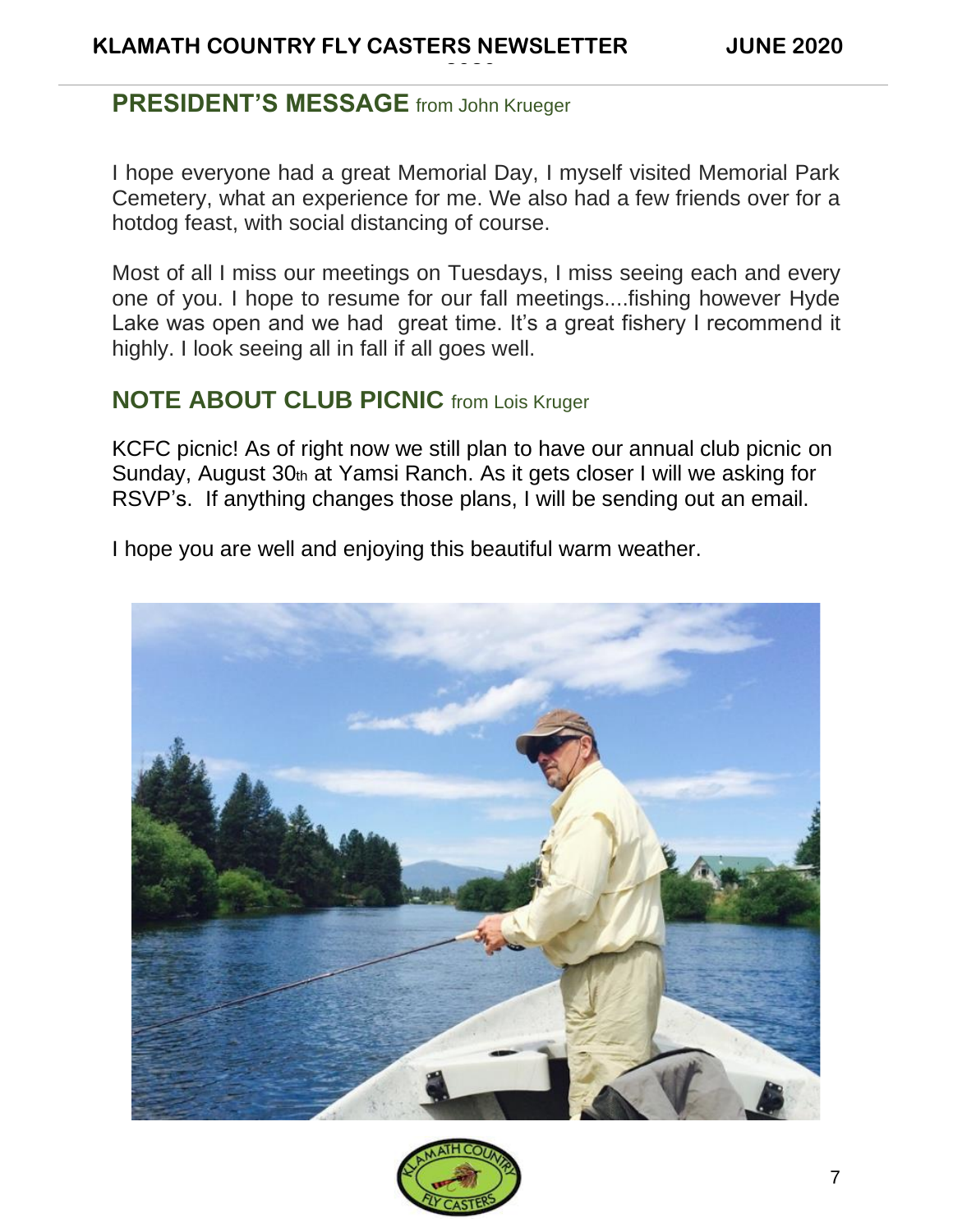## PRESIDENT'S MESSAGE from John Krueger

I hope everyone had a great Memorial Day, I myself visited Memorial Park Cemetery, what an experience for me. We also had a few friends over for a hotdog feast, with social distancing of course.

Most of all I miss our meetings on Tuesdays, I miss seeing each and every one of you. I hope to resume for our fall meetings....fishing however Hyde Lake was open and we had great time. It's a great fishery I recommend it highly. I look seeing all in fall if all goes well.

## NOTE ABOUT CLUB PICNIC from Lois Kruger

KCFC picnic! As of right now we still plan to have our annual club picnic on Sunday, August 30th at Yamsi Ranch. As it gets closer I will we asking for RSVP's. If anything changes those plans, I will be sending out an email.

I hope you are well and enjoying this beautiful warm weather.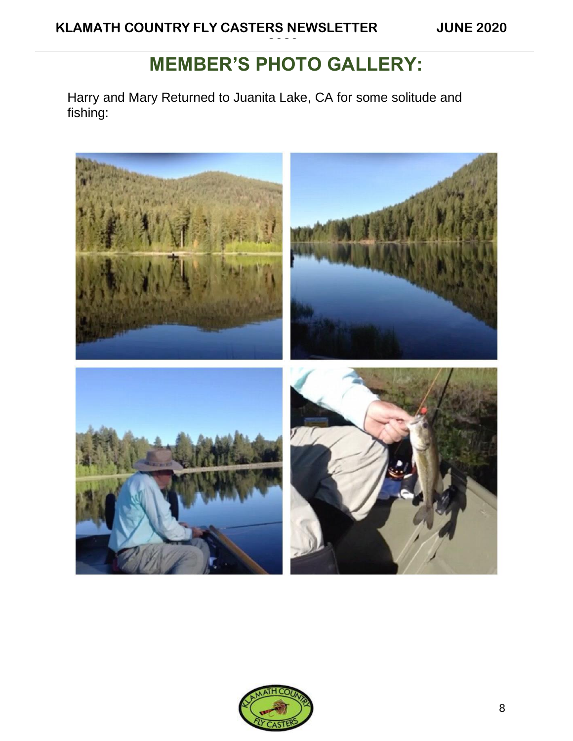# MEMBER'S PHOTO GALLERY:

Harry and Mary Returned to Juanita Lake, CA for some solitude and fishing: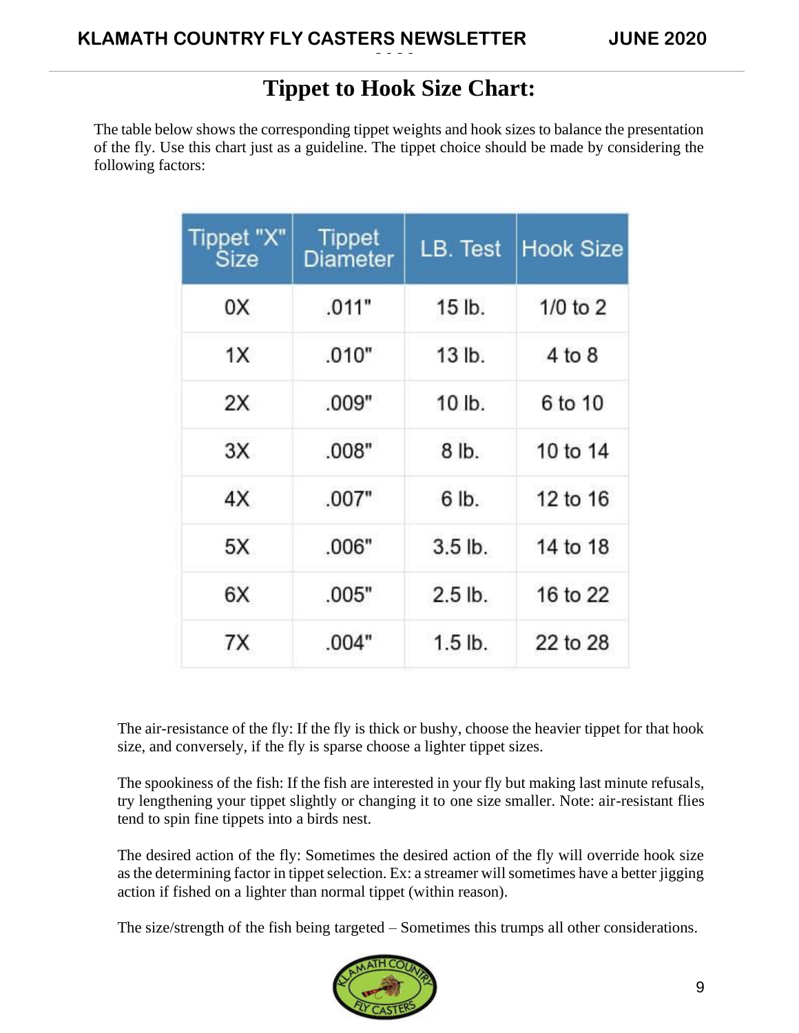# Tippet to Hook Size Chart:

The table below shows the corresponding tippet weights and hook sizes to balance the presentation of the fly. Use this chart just as a guideline. The tippet choice should be made by considering the following factors:

| Tippet "X" Size | Tippet Diameter | LB. Test | Hook Size |
|---|---|---|---|
| 0X | .011" | 15 lb. | 1/0 to 2 |
| 1X | .010" | 13 lb. | 4 to 8 |
| 2X | .009" | 10 lb. | 6 to 10 |
| 3X | .008" | 8 lb. | 10 to 14 |
| 4X | .007" | 6 lb. | 12 to 16 |
| 5X | .006" | 3.5 lb. | 14 to 18 |
| 6X | .005" | 2.5 lb. | 16 to 22 |
| 7X | .004" | 1.5 lb. | 22 to 28 |

The air-resistance of the fly: If the fly is thick or bushy, choose the heavier tippet for that hook size, and conversely, if the fly is sparse choose a lighter tippet sizes.

The spookiness of the fish: If the fish are interested in your fly but making last minute refusals, try lengthening your tippet slightly or changing it to one size smaller. Note: air-resistant flies tend to spin fine tippets into a birds nest.

The desired action of the fly: Sometimes the desired action of the fly will override hook size as the determining factor in tippet selection. Ex: a streamer will sometimes have a better jigging action if fished on a lighter than normal tippet (within reason).

The size/strength of the fish being targeted – Sometimes this trumps all other considerations.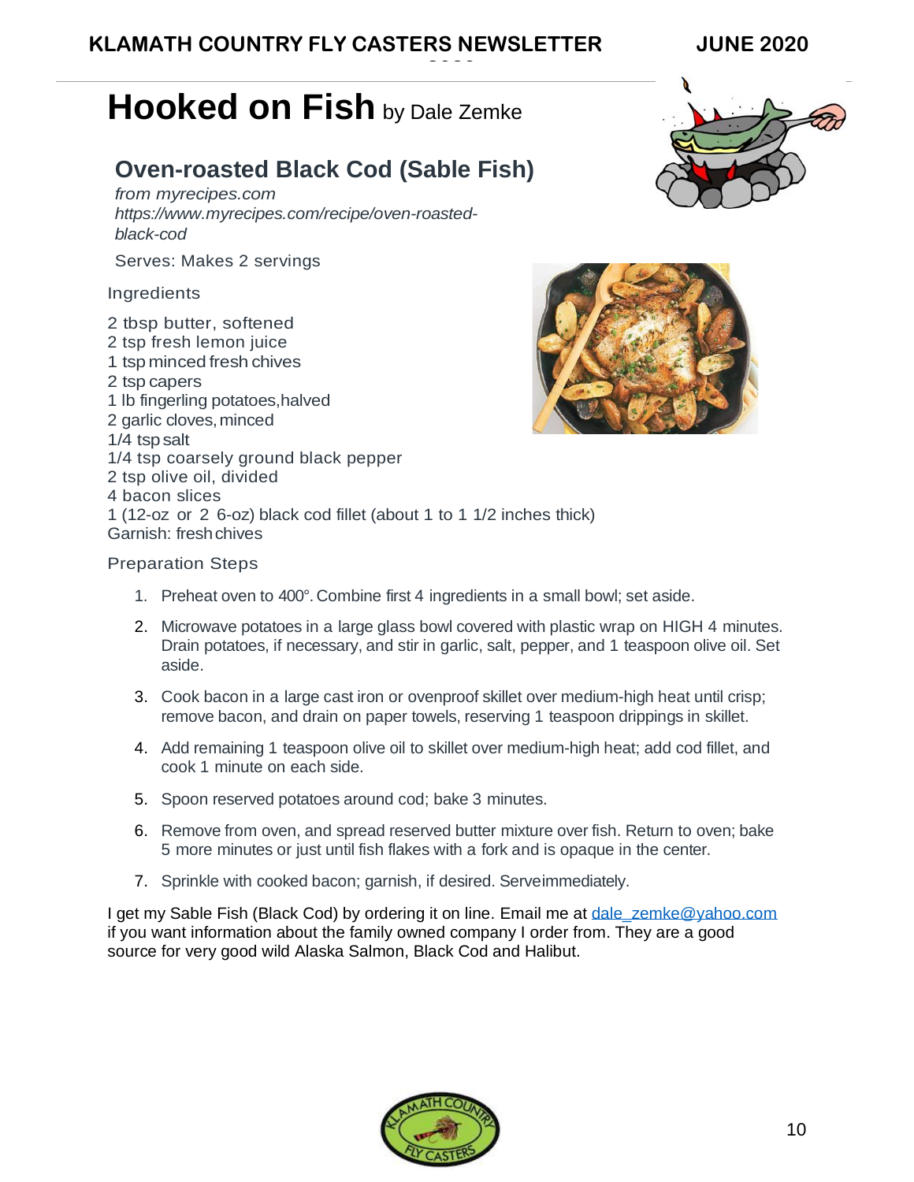# Hooked on Fish by Dale Zemke

## Oven-roasted Black Cod (Sable Fish)

*from myrecipes.com*
*https://www.myrecipes.com/recipe/oven-roasted-black-cod*

Serves: Makes 2 servings

Ingredients

2 tbsp butter, softened
2 tsp fresh lemon juice
1 tsp minced fresh chives
2 tsp capers
1 lb fingerling potatoes, halved
2 garlic cloves, minced
1/4 tsp salt
1/4 tsp coarsely ground black pepper
2 tsp olive oil, divided
4 bacon slices
1 (12-oz or 2 6-oz) black cod fillet (about 1 to 1 1/2 inches thick)
Garnish: fresh chives

Preparation Steps

1. Preheat oven to 400°. Combine first 4 ingredients in a small bowl; set aside.
2. Microwave potatoes in a large glass bowl covered with plastic wrap on HIGH 4 minutes. Drain potatoes, if necessary, and stir in garlic, salt, pepper, and 1 teaspoon olive oil. Set aside.
3. Cook bacon in a large cast iron or ovenproof skillet over medium-high heat until crisp; remove bacon, and drain on paper towels, reserving 1 teaspoon drippings in skillet.
4. Add remaining 1 teaspoon olive oil to skillet over medium-high heat; add cod fillet, and cook 1 minute on each side.
5. Spoon reserved potatoes around cod; bake 3 minutes.
6. Remove from oven, and spread reserved butter mixture over fish. Return to oven; bake 5 more minutes or just until fish flakes with a fork and is opaque in the center.
7. Sprinkle with cooked bacon; garnish, if desired. Serve immediately.

I get my Sable Fish (Black Cod) by ordering it on line. Email me at dale_zemke@yahoo.com if you want information about the family owned company I order from. They are a good source for very good wild Alaska Salmon, Black Cod and Halibut.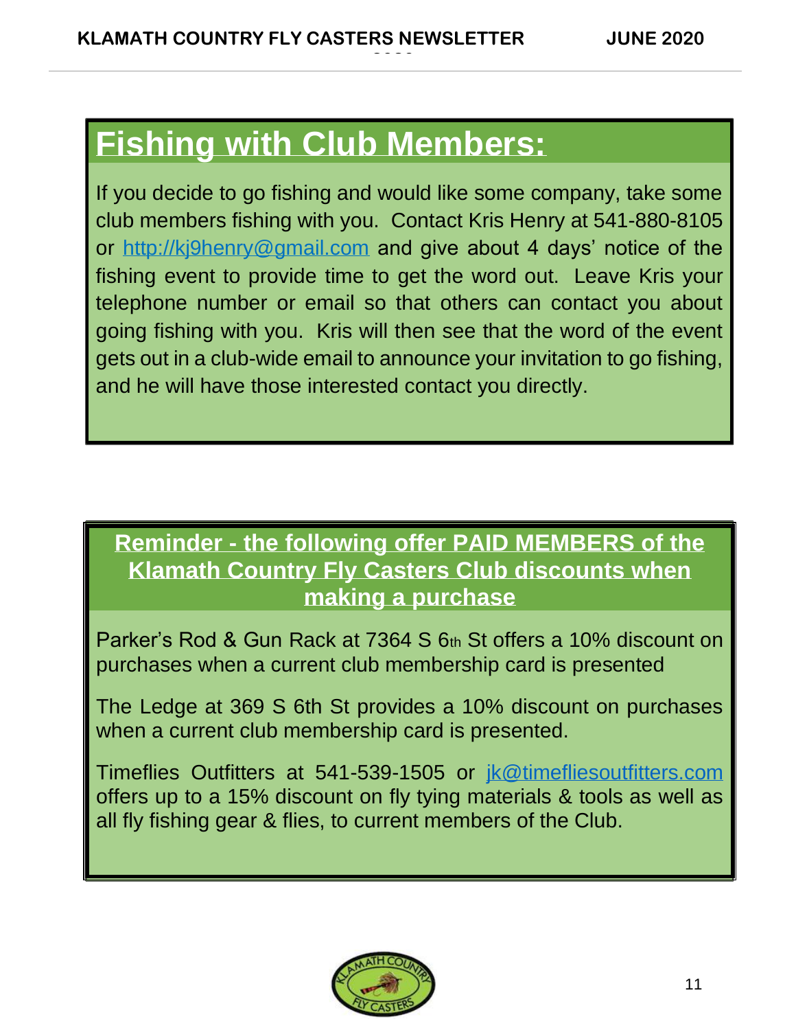# Fishing with Club Members:

If you decide to go fishing and would like some company, take some club members fishing with you. Contact Kris Henry at 541-880-8105 or http://kj9henry@gmail.com and give about 4 days' notice of the fishing event to provide time to get the word out. Leave Kris your telephone number or email so that others can contact you about going fishing with you. Kris will then see that the word of the event gets out in a club-wide email to announce your invitation to go fishing, and he will have those interested contact you directly.

## Reminder - the following offer PAID MEMBERS of the Klamath Country Fly Casters Club discounts when making a purchase

Parker's Rod & Gun Rack at 7364 S 6th St offers a 10% discount on purchases when a current club membership card is presented

The Ledge at 369 S 6th St provides a 10% discount on purchases when a current club membership card is presented.

Timeflies Outfitters at 541-539-1505 or jk@timefliesoutfitters.com offers up to a 15% discount on fly tying materials & tools as well as all fly fishing gear & flies, to current members of the Club.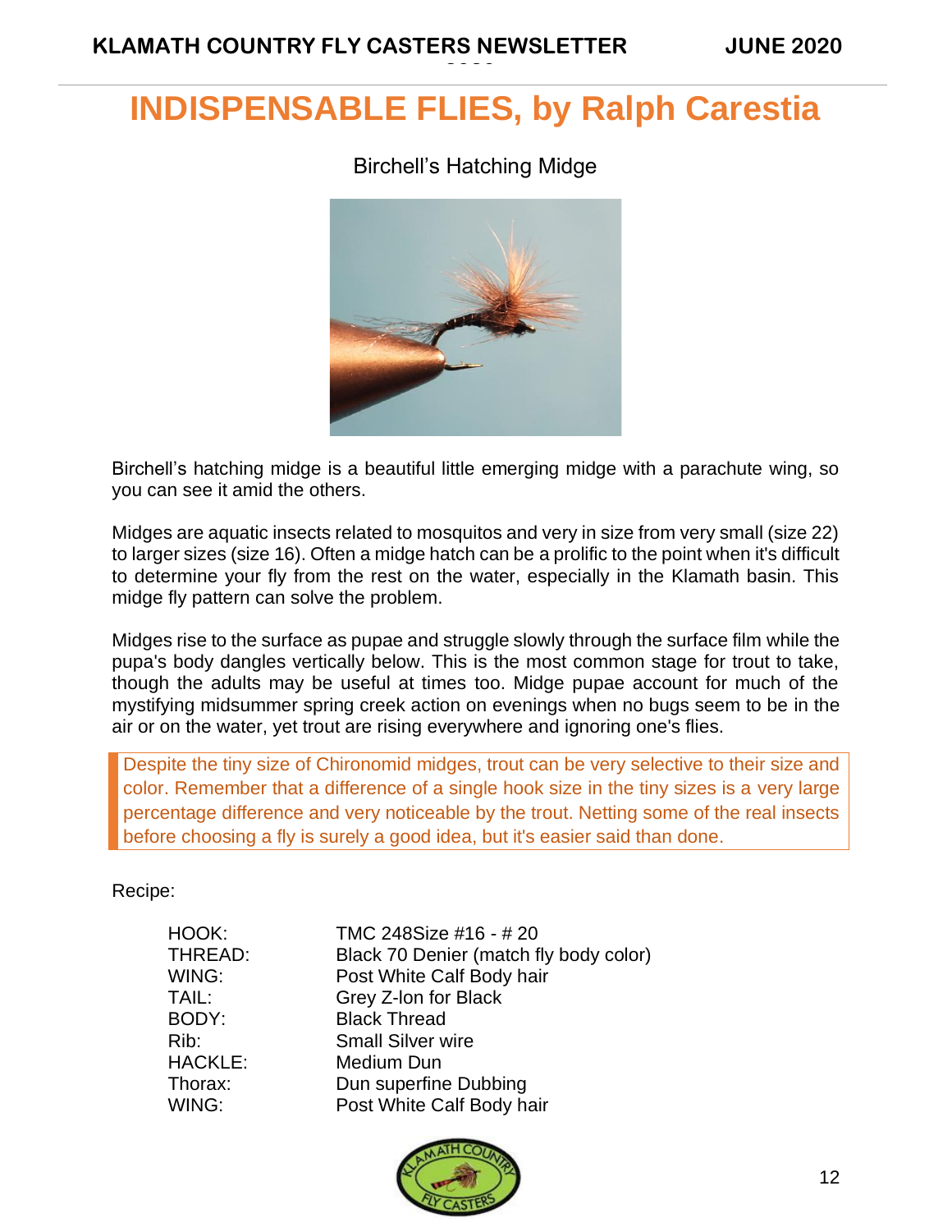# INDISPENSABLE FLIES, by Ralph Carestia

## Birchell's Hatching Midge

Birchell's hatching midge is a beautiful little emerging midge with a parachute wing, so you can see it amid the others.

Midges are aquatic insects related to mosquitos and very in size from very small (size 22) to larger sizes (size 16). Often a midge hatch can be a prolific to the point when it's difficult to determine your fly from the rest on the water, especially in the Klamath basin. This midge fly pattern can solve the problem.

Midges rise to the surface as pupae and struggle slowly through the surface film while the pupa's body dangles vertically below. This is the most common stage for trout to take, though the adults may be useful at times too. Midge pupae account for much of the mystifying midsummer spring creek action on evenings when no bugs seem to be in the air or on the water, yet trout are rising everywhere and ignoring one's flies.

> Despite the tiny size of Chironomid midges, trout can be very selective to their size and color. Remember that a difference of a single hook size in the tiny sizes is a very large percentage difference and very noticeable by the trout. Netting some of the real insects before choosing a fly is surely a good idea, but it's easier said than done.

Recipe:

| | |
|---|---|
| HOOK: | TMC 248Size #16 - # 20 |
| THREAD: | Black 70 Denier (match fly body color) |
| WING: | Post White Calf Body hair |
| TAIL: | Grey Z-lon for Black |
| BODY: | Black Thread |
| Rib: | Small Silver wire |
| HACKLE: | Medium Dun |
| Thorax: | Dun superfine Dubbing |
| WING: | Post White Calf Body hair |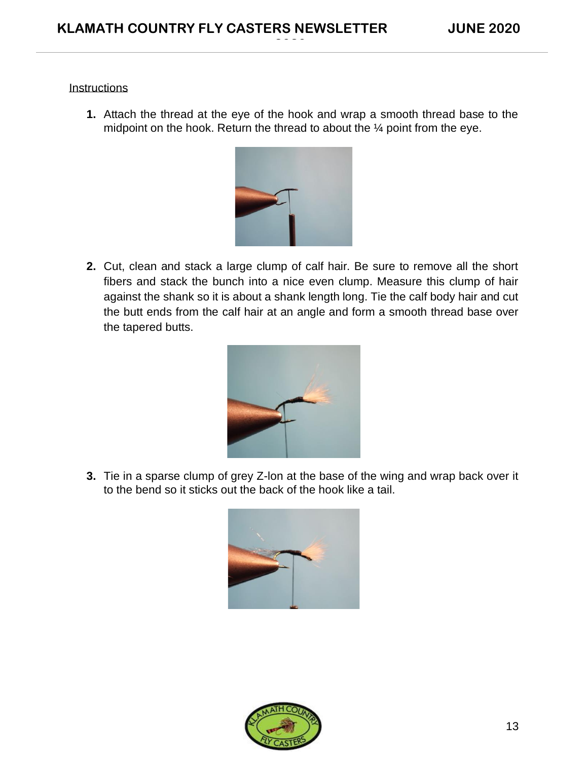Instructions

1. Attach the thread at the eye of the hook and wrap a smooth thread base to the midpoint on the hook. Return the thread to about the ¼ point from the eye.

2. Cut, clean and stack a large clump of calf hair. Be sure to remove all the short fibers and stack the bunch into a nice even clump. Measure this clump of hair against the shank so it is about a shank length long. Tie the calf body hair and cut the butt ends from the calf hair at an angle and form a smooth thread base over the tapered butts.

3. Tie in a sparse clump of grey Z-lon at the base of the wing and wrap back over it to the bend so it sticks out the back of the hook like a tail.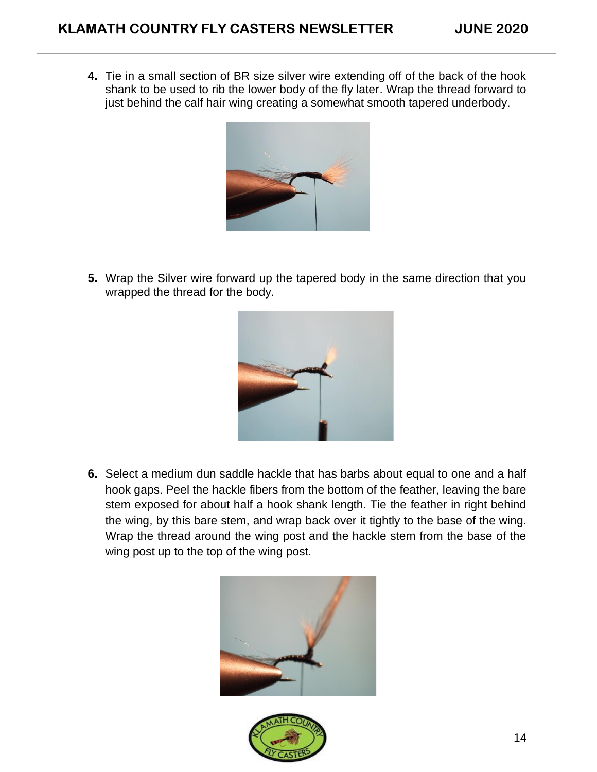4. Tie in a small section of BR size silver wire extending off of the back of the hook shank to be used to rib the lower body of the fly later. Wrap the thread forward to just behind the calf hair wing creating a somewhat smooth tapered underbody.

5. Wrap the Silver wire forward up the tapered body in the same direction that you wrapped the thread for the body.

6. Select a medium dun saddle hackle that has barbs about equal to one and a half hook gaps. Peel the hackle fibers from the bottom of the feather, leaving the bare stem exposed for about half a hook shank length. Tie the feather in right behind the wing, by this bare stem, and wrap back over it tightly to the base of the wing. Wrap the thread around the wing post and the hackle stem from the base of the wing post up to the top of the wing post.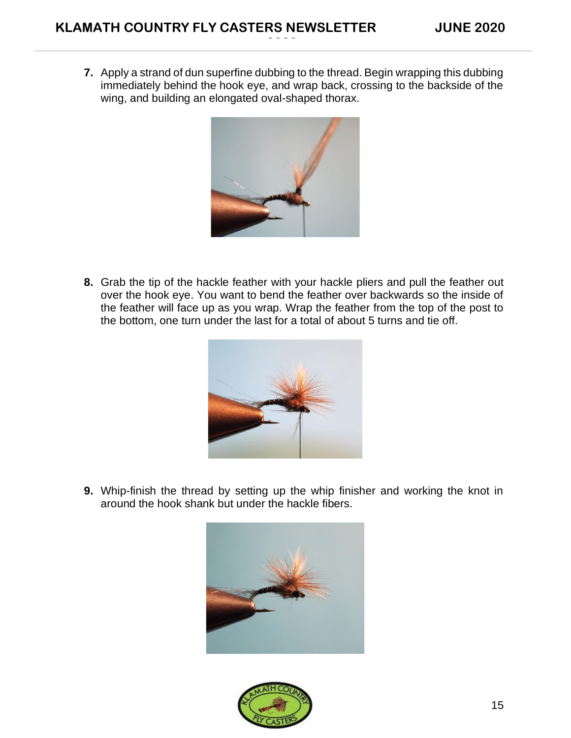7. Apply a strand of dun superfine dubbing to the thread. Begin wrapping this dubbing immediately behind the hook eye, and wrap back, crossing to the backside of the wing, and building an elongated oval-shaped thorax.

8. Grab the tip of the hackle feather with your hackle pliers and pull the feather out over the hook eye. You want to bend the feather over backwards so the inside of the feather will face up as you wrap. Wrap the feather from the top of the post to the bottom, one turn under the last for a total of about 5 turns and tie off.

9. Whip-finish the thread by setting up the whip finisher and working the knot in around the hook shank but under the hackle fibers.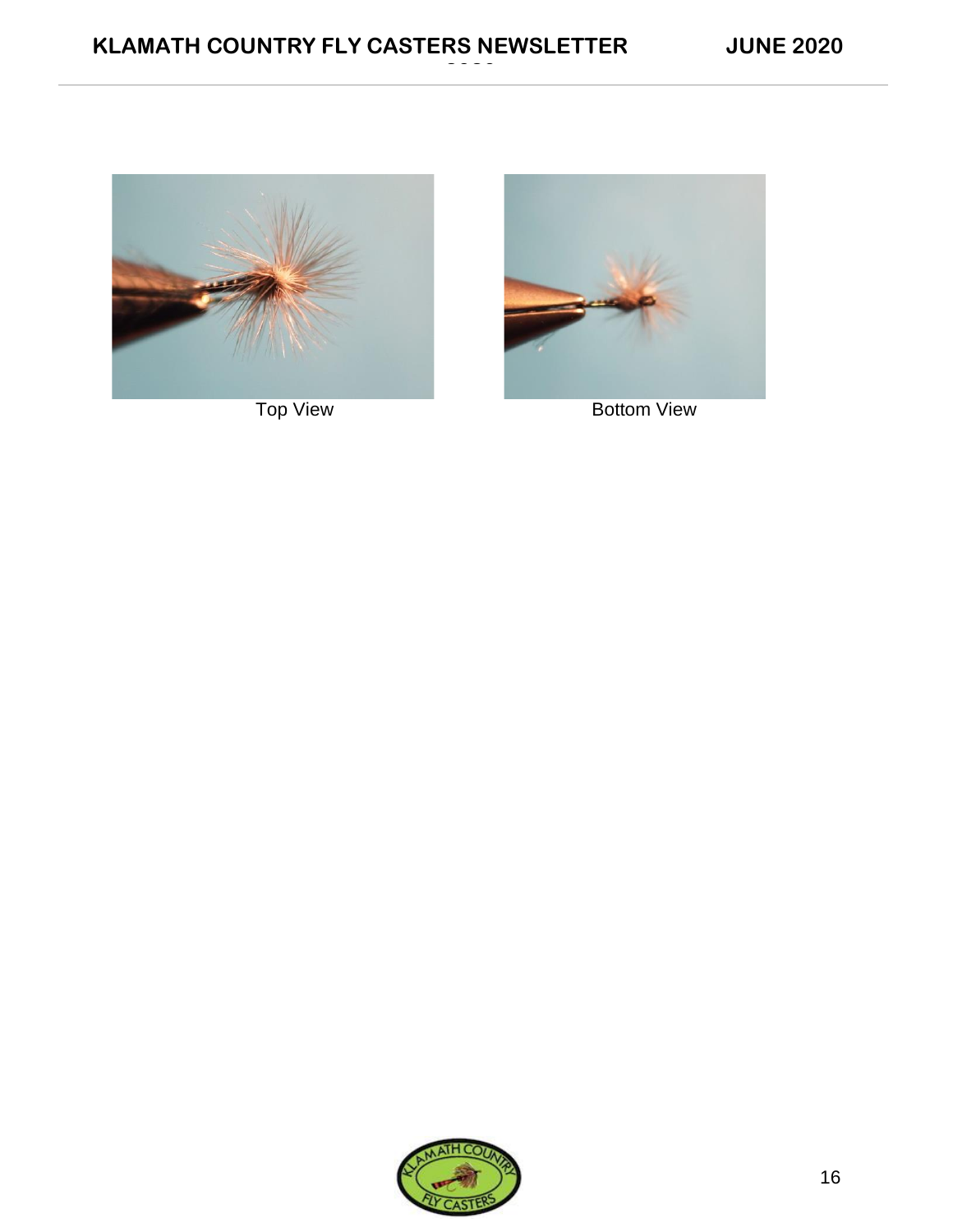Top View

Bottom View